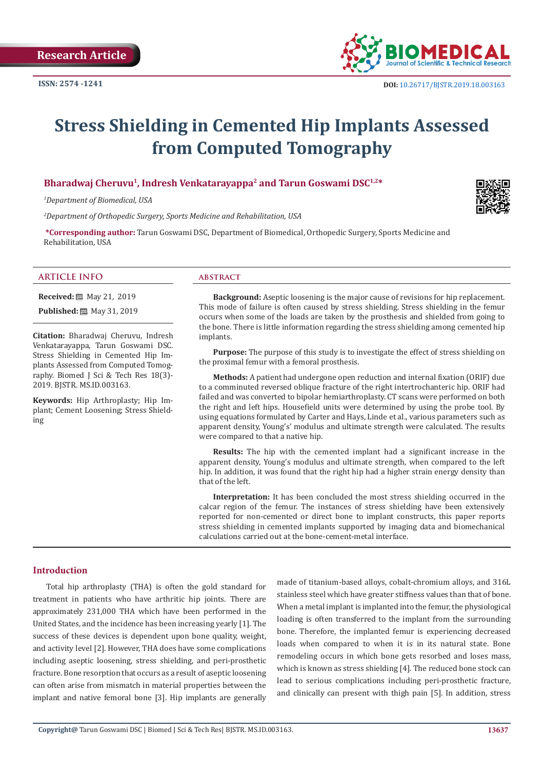Research Article

ISSN: 2574 -1241

DOI: 10.26717/BJSTR.2019.18.003163

# Stress Shielding in Cemented Hip Implants Assessed from Computed Tomography

**Bharadwaj Cheruvu[1], Indresh Venkatarayappa[2] and Tarun Goswami DSC[1,2]***

[1]*Department of Biomedical, USA*

[2]*Department of Orthopedic Surgery, Sports Medicine and Rehabilitation, USA*

***Corresponding author:** Tarun Goswami DSC, Department of Biomedical, Orthopedic Surgery, Sports Medicine and Rehabilitation, USA

## ARTICLE INFO

**Received:** May 21, 2019

**Published:** May 31, 2019

**Citation:** Bharadwaj Cheruvu, Indresh Venkatarayappa, Tarun Goswami DSC. Stress Shielding in Cemented Hip Implants Assessed from Computed Tomography. Biomed J Sci & Tech Res 18(3)-2019. BJSTR. MS.ID.003163.

**Keywords:** Hip Arthroplasty; Hip Implant; Cement Loosening; Stress Shielding

## ABSTRACT

**Background:** Aseptic loosening is the major cause of revisions for hip replacement. This mode of failure is often caused by stress shielding. Stress shielding in the femur occurs when some of the loads are taken by the prosthesis and shielded from going to the bone. There is little information regarding the stress shielding among cemented hip implants.

**Purpose:** The purpose of this study is to investigate the effect of stress shielding on the proximal femur with a femoral prosthesis.

**Methods:** A patient had undergone open reduction and internal fixation (ORIF) due to a comminuted reversed oblique fracture of the right intertrochanteric hip. ORIF had failed and was converted to bipolar hemiarthroplasty. CT scans were performed on both the right and left hips. Housefield units were determined by using the probe tool. By using equations formulated by Carter and Hays, Linde et al., various parameters such as apparent density, Young's' modulus and ultimate strength were calculated. The results were compared to that a native hip.

**Results:** The hip with the cemented implant had a significant increase in the apparent density, Young's modulus and ultimate strength, when compared to the left hip. In addition, it was found that the right hip had a higher strain energy density than that of the left.

**Interpretation:** It has been concluded the most stress shielding occurred in the calcar region of the femur. The instances of stress shielding have been extensively reported for non-cemented or direct bone to implant constructs, this paper reports stress shielding in cemented implants supported by imaging data and biomechanical calculations carried out at the bone-cement-metal interface.

## Introduction

Total hip arthroplasty (THA) is often the gold standard for treatment in patients who have arthritic hip joints. There are approximately 231,000 THA which have been performed in the United States, and the incidence has been increasing yearly [1]. The success of these devices is dependent upon bone quality, weight, and activity level [2]. However, THA does have some complications including aseptic loosening, stress shielding, and peri-prosthetic fracture. Bone resorption that occurs as a result of aseptic loosening can often arise from mismatch in material properties between the implant and native femoral bone [3]. Hip implants are generally made of titanium-based alloys, cobalt-chromium alloys, and 316L stainless steel which have greater stiffness values than that of bone. When a metal implant is implanted into the femur, the physiological loading is often transferred to the implant from the surrounding bone. Therefore, the implanted femur is experiencing decreased loads when compared to when it is in its natural state. Bone remodeling occurs in which bone gets resorbed and loses mass, which is known as stress shielding [4]. The reduced bone stock can lead to serious complications including peri-prosthetic fracture, and clinically can present with thigh pain [5]. In addition, stress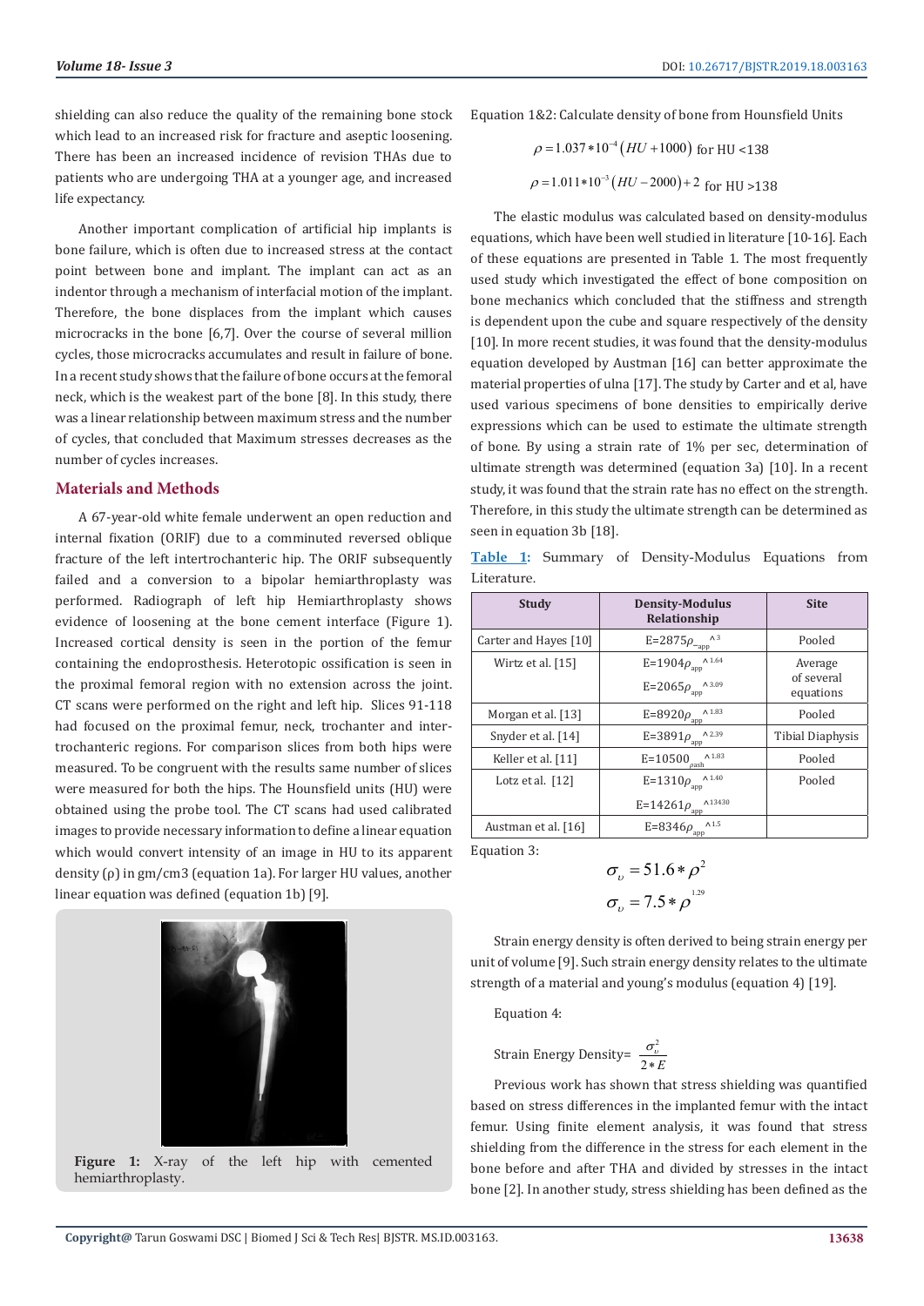shielding can also reduce the quality of the remaining bone stock which lead to an increased risk for fracture and aseptic loosening. There has been an increased incidence of revision THAs due to patients who are undergoing THA at a younger age, and increased life expectancy.

Another important complication of artificial hip implants is bone failure, which is often due to increased stress at the contact point between bone and implant. The implant can act as an indentor through a mechanism of interfacial motion of the implant. Therefore, the bone displaces from the implant which causes microcracks in the bone [6,7]. Over the course of several million cycles, those microcracks accumulates and result in failure of bone. In a recent study shows that the failure of bone occurs at the femoral neck, which is the weakest part of the bone [8]. In this study, there was a linear relationship between maximum stress and the number of cycles, that concluded that Maximum stresses decreases as the number of cycles increases.

## Materials and Methods

A 67-year-old white female underwent an open reduction and internal fixation (ORIF) due to a comminuted reversed oblique fracture of the left intertrochanteric hip. The ORIF subsequently failed and a conversion to a bipolar hemiarthroplasty was performed. Radiograph of left hip Hemiarthroplasty shows evidence of loosening at the bone cement interface (Figure 1). Increased cortical density is seen in the portion of the femur containing the endoprosthesis. Heterotopic ossification is seen in the proximal femoral region with no extension across the joint. CT scans were performed on the right and left hip. Slices 91-118 had focused on the proximal femur, neck, trochanter and inter-trochanteric regions. For comparison slices from both hips were measured. To be congruent with the results same number of slices were measured for both the hips. The Hounsfield units (HU) were obtained using the probe tool. The CT scans had used calibrated images to provide necessary information to define a linear equation which would convert intensity of an image in HU to its apparent density (ρ) in gm/cm3 (equation 1a). For larger HU values, another linear equation was defined (equation 1b) [9].

**Figure 1:** X-ray of the left hip with cemented hemiarthroplasty.

Equation 1&2: Calculate density of bone from Hounsfield Units

$$\rho = 1.037 * 10^{-4}\left(HU + 1000\right) \text{ for HU} < 138$$

$$\rho = 1.011 * 10^{-3}\left(HU - 2000\right) + 2 \text{ for HU} > 138$$

The elastic modulus was calculated based on density-modulus equations, which have been well studied in literature [10-16]. Each of these equations are presented in Table 1. The most frequently used study which investigated the effect of bone composition on bone mechanics which concluded that the stiffness and strength is dependent upon the cube and square respectively of the density [10]. In more recent studies, it was found that the density-modulus equation developed by Austman [16] can better approximate the material properties of ulna [17]. The study by Carter and et al, have used various specimens of bone densities to empirically derive expressions which can be used to estimate the ultimate strength of bone. By using a strain rate of 1% per sec, determination of ultimate strength was determined (equation 3a) [10]. In a recent study, it was found that the strain rate has no effect on the strength. Therefore, in this study the ultimate strength can be determined as seen in equation 3b [18].

**Table 1:** Summary of Density-Modulus Equations from Literature.

| Study | Density-Modulus Relationship | Site |
|---|---|---|
| Carter and Hayes [10] | $E=2875\rho_{app}{}^{3}$ | Pooled |
| Wirtz et al. [15] | $E=1904\rho_{app}{}^{1.64}$ <br> $E=2065\rho_{app}{}^{3.09}$ | Average of several equations |
| Morgan et al. [13] | $E=8920\rho_{app}{}^{1.83}$ | Pooled |
| Snyder et al. [14] | $E=3891\rho_{app}{}^{2.39}$ | Tibial Diaphysis |
| Keller et al. [11] | $E=10500\rho_{ash}{}^{1.83}$ | Pooled |
| Lotz et al. [12] | $E=1310\rho_{app}{}^{1.40}$ <br> $E=14261\rho_{app}{}^{13430}$ | Pooled |
| Austman et al. [16] | $E=8346\rho_{app}{}^{1.5}$ | |

Equation 3:

$$\sigma_{\upsilon} = 51.6 * \rho^{2}$$

$$\sigma_{\upsilon} = 7.5 * \rho^{1.29}$$

Strain energy density is often derived to being strain energy per unit of volume [9]. Such strain energy density relates to the ultimate strength of a material and young's modulus (equation 4) [19].

Equation 4:

$$\text{Strain Energy Density} = \frac{\sigma_{\upsilon}^{2}}{2 * E}$$

Previous work has shown that stress shielding was quantified based on stress differences in the implanted femur with the intact femur. Using finite element analysis, it was found that stress shielding from the difference in the stress for each element in the bone before and after THA and divided by stresses in the intact bone [2]. In another study, stress shielding has been defined as the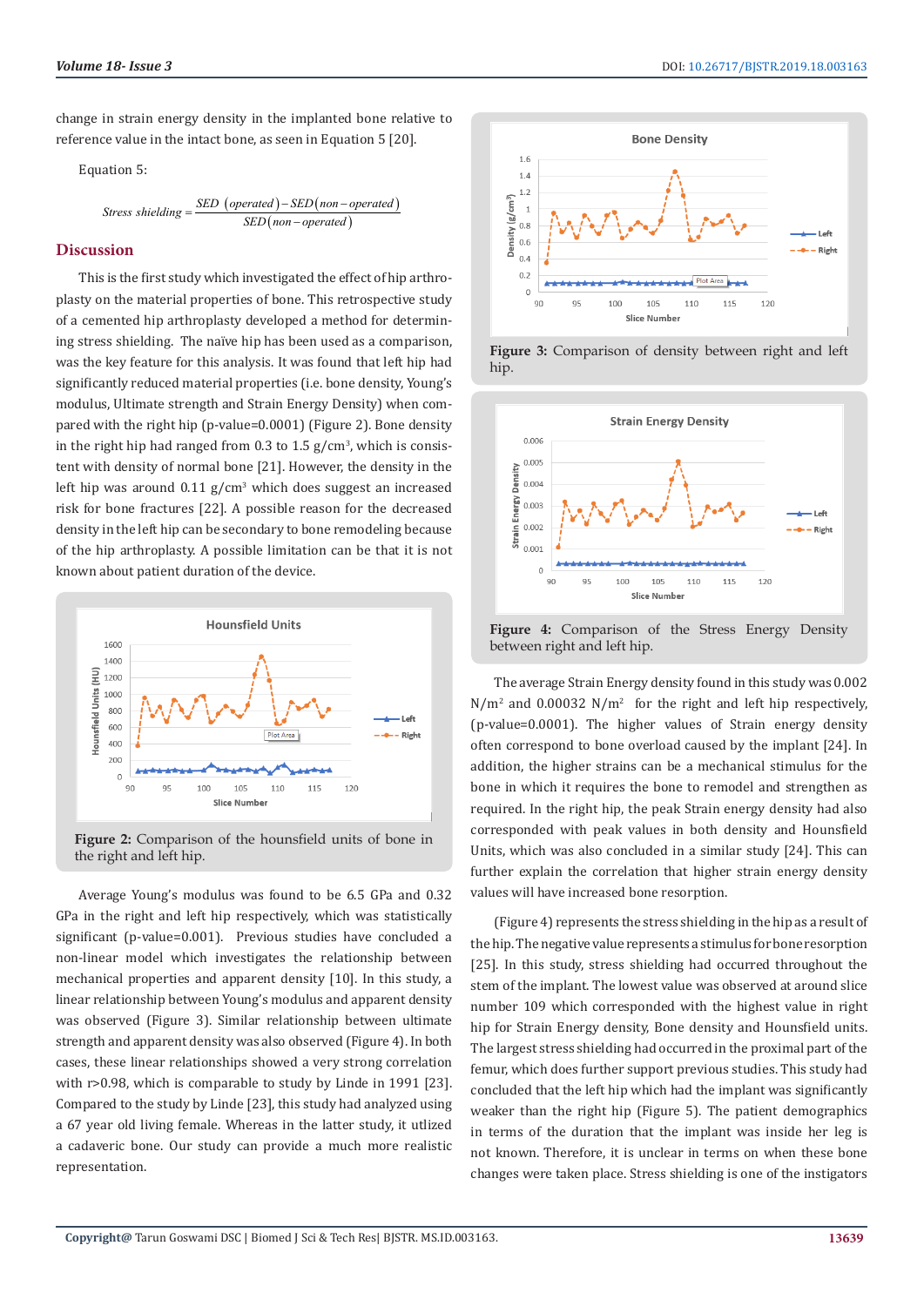change in strain energy density in the implanted bone relative to reference value in the intact bone, as seen in Equation 5 [20].

Equation 5:

$$\text{Stress shielding} = \frac{SED\ (operated) - SED(non-operated)}{SED(non-operated)}$$

## Discussion

This is the first study which investigated the effect of hip arthroplasty on the material properties of bone. This retrospective study of a cemented hip arthroplasty developed a method for determining stress shielding. The naïve hip has been used as a comparison, was the key feature for this analysis. It was found that left hip had significantly reduced material properties (i.e. bone density, Young's modulus, Ultimate strength and Strain Energy Density) when compared with the right hip (p-value=0.0001) (Figure 2). Bone density in the right hip had ranged from 0.3 to 1.5 g/cm$^3$, which is consistent with density of normal bone [21]. However, the density in the left hip was around 0.11 g/cm$^3$ which does suggest an increased risk for bone fractures [22]. A possible reason for the decreased density in the left hip can be secondary to bone remodeling because of the hip arthroplasty. A possible limitation can be that it is not known about patient duration of the device.

**Figure 2:** Comparison of the hounsfield units of bone in the right and left hip.

Average Young's modulus was found to be 6.5 GPa and 0.32 GPa in the right and left hip respectively, which was statistically significant (p-value=0.001). Previous studies have concluded a non-linear model which investigates the relationship between mechanical properties and apparent density [10]. In this study, a linear relationship between Young's modulus and apparent density was observed (Figure 3). Similar relationship between ultimate strength and apparent density was also observed (Figure 4). In both cases, these linear relationships showed a very strong correlation with r>0.98, which is comparable to study by Linde in 1991 [23]. Compared to the study by Linde [23], this study had analyzed using a 67 year old living female. Whereas in the latter study, it utlized a cadaveric bone. Our study can provide a much more realistic representation.

**Figure 3:** Comparison of density between right and left hip.

**Figure 4:** Comparison of the Stress Energy Density between right and left hip.

The average Strain Energy density found in this study was 0.002 N/m$^2$ and 0.00032 N/m$^2$ for the right and left hip respectively, (p-value=0.0001). The higher values of Strain energy density often correspond to bone overload caused by the implant [24]. In addition, the higher strains can be a mechanical stimulus for the bone in which it requires the bone to remodel and strengthen as required. In the right hip, the peak Strain energy density had also corresponded with peak values in both density and Hounsfield Units, which was also concluded in a similar study [24]. This can further explain the correlation that higher strain energy density values will have increased bone resorption.

(Figure 4) represents the stress shielding in the hip as a result of the hip. The negative value represents a stimulus for bone resorption [25]. In this study, stress shielding had occurred throughout the stem of the implant. The lowest value was observed at around slice number 109 which corresponded with the highest value in right hip for Strain Energy density, Bone density and Hounsfield units. The largest stress shielding had occurred in the proximal part of the femur, which does further support previous studies. This study had concluded that the left hip which had the implant was significantly weaker than the right hip (Figure 5). The patient demographics in terms of the duration that the implant was inside her leg is not known. Therefore, it is unclear in terms on when these bone changes were taken place. Stress shielding is one of the instigators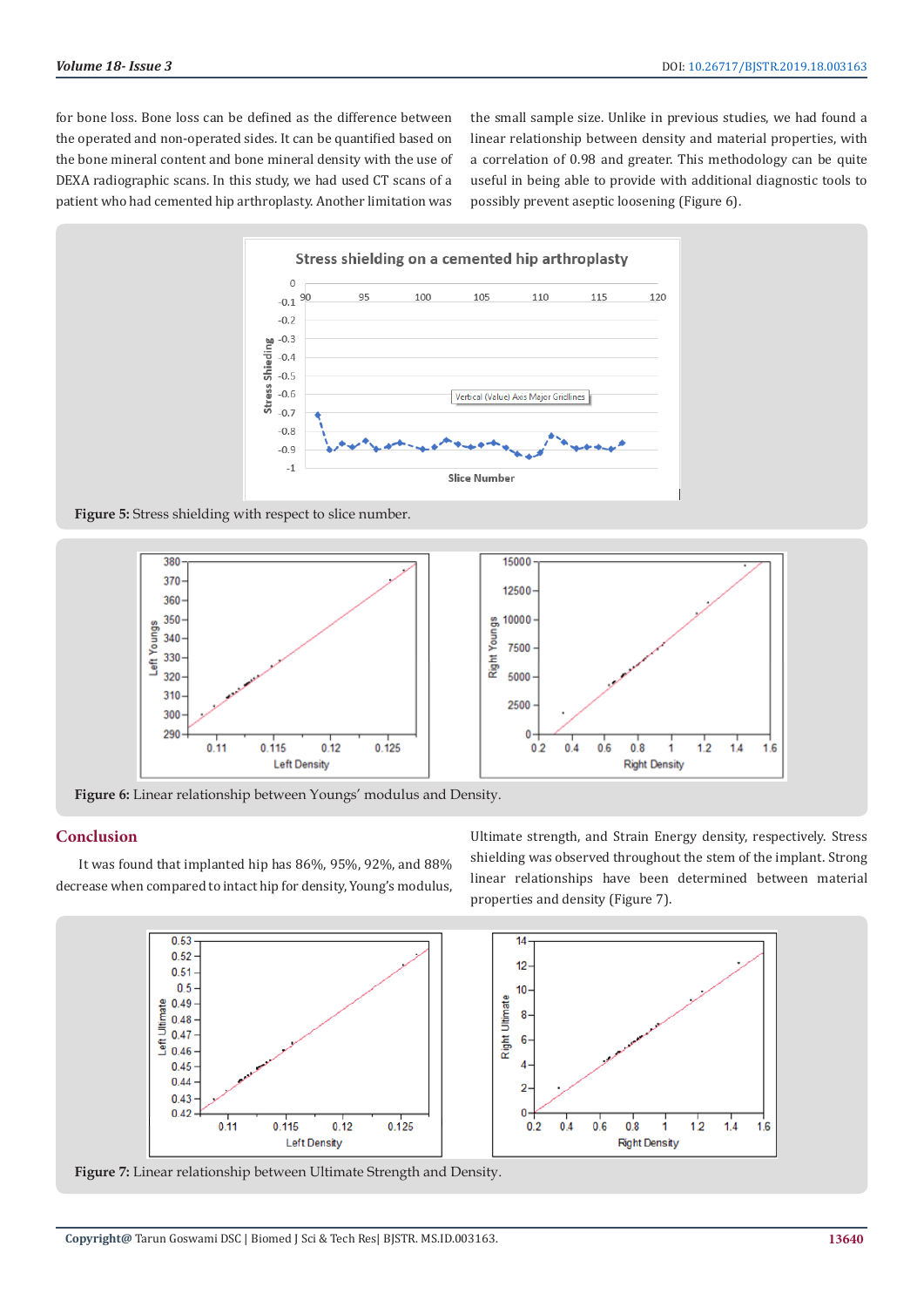for bone loss. Bone loss can be defined as the difference between the operated and non-operated sides. It can be quantified based on the bone mineral content and bone mineral density with the use of DEXA radiographic scans. In this study, we had used CT scans of a patient who had cemented hip arthroplasty. Another limitation was the small sample size. Unlike in previous studies, we had found a linear relationship between density and material properties, with a correlation of 0.98 and greater. This methodology can be quite useful in being able to provide with additional diagnostic tools to possibly prevent aseptic loosening (Figure 6).

Stress shielding on a cemented hip arthroplasty

Stress Shieding

Slice Number

0
-0.1
-0.2
-0.3
-0.4
-0.5
-0.6
-0.7
-0.8
-0.9
-1

90 95 100 105 110 115 120

Vertical (Value) Axis Major Gridlines

**Figure 5:** Stress shielding with respect to slice number.

Left Youngs

Left Density

380
370
360
350
340
330
320
310
300
290

0.11 0.115 0.12 0.125

Right Youngs

Right Density

15000
12500
10000
7500
5000
2500
0

0.2 0.4 0.6 0.8 1 1.2 1.4 1.6

**Figure 6:** Linear relationship between Youngs' modulus and Density.

## Conclusion

It was found that implanted hip has 86%, 95%, 92%, and 88% decrease when compared to intact hip for density, Young's modulus, Ultimate strength, and Strain Energy density, respectively. Stress shielding was observed throughout the stem of the implant. Strong linear relationships have been determined between material properties and density (Figure 7).

Left Ultimate

Left Density

0.53
0.52
0.51
0.5
0.49
0.48
0.47
0.46
0.45
0.44
0.43
0.42

0.11 0.115 0.12 0.125

Right Ultimate

Right Density

14
12
10
8
6
4
2
0

0.2 0.4 0.6 0.8 1 1.2 1.4 1.6

**Figure 7:** Linear relationship between Ultimate Strength and Density.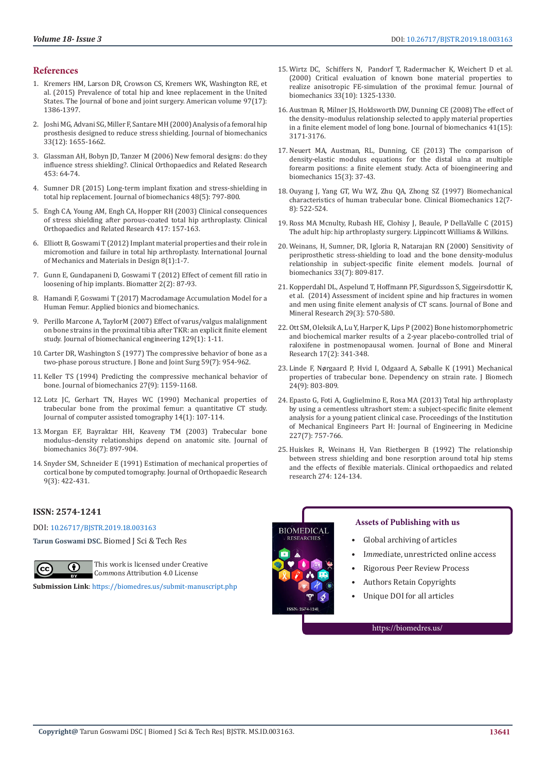## References

1. Kremers HM, Larson DR, Crowson CS, Kremers WK, Washington RE, et al. (2015) Prevalence of total hip and knee replacement in the United States. The Journal of bone and joint surgery. American volume 97(17): 1386-1397.
2. Joshi MG, Advani SG, Miller F, Santare MH (2000) Analysis of a femoral hip prosthesis designed to reduce stress shielding. Journal of biomechanics 33(12): 1655-1662.
3. Glassman AH, Bobyn JD, Tanzer M (2006) New femoral designs: do they influence stress shielding?. Clinical Orthopaedics and Related Research 453: 64-74.
4. Sumner DR (2015) Long-term implant fixation and stress-shielding in total hip replacement. Journal of biomechanics 48(5): 797-800.
5. Engh CA, Young AM, Engh CA, Hopper RH (2003) Clinical consequences of stress shielding after porous-coated total hip arthroplasty. Clinical Orthopaedics and Related Research 417: 157-163.
6. Elliott B, Goswami T (2012) Implant material properties and their role in micromotion and failure in total hip arthroplasty. International Journal of Mechanics and Materials in Design 8(1):1-7.
7. Gunn E, Gundapaneni D, Goswami T (2012) Effect of cement fill ratio in loosening of hip implants. Biomatter 2(2): 87-93.
8. Hamandi F, Goswami T (2017) Macrodamage Accumulation Model for a Human Femur. Applied bionics and biomechanics.
9. Perillo Marcone A, TaylorM (2007) Effect of varus/valgus malalignment on bone strains in the proximal tibia after TKR: an explicit finite element study. Journal of biomechanical engineering 129(1): 1-11.
10. Carter DR, Washington S (1977) The compressive behavior of bone as a two-phase porous structure. J Bone and Joint Surg 59(7): 954-962.
11. Keller TS (1994) Predicting the compressive mechanical behavior of bone. Journal of biomechanics 27(9): 1159-1168.
12. Lotz JC, Gerhart TN, Hayes WC (1990) Mechanical properties of trabecular bone from the proximal femur: a quantitative CT study. Journal of computer assisted tomography 14(1): 107-114.
13. Morgan EF, Bayraktar HH, Keaveny TM (2003) Trabecular bone modulus–density relationships depend on anatomic site. Journal of biomechanics 36(7): 897-904.
14. Snyder SM, Schneider E (1991) Estimation of mechanical properties of cortical bone by computed tomography. Journal of Orthopaedic Research 9(3): 422-431.
15. Wirtz DC, Schiffers N, Pandorf T, Radermacher K, Weichert D et al. (2000) Critical evaluation of known bone material properties to realize anisotropic FE-simulation of the proximal femur. Journal of biomechanics 33(10): 1325-1330.
16. Austman R, Milner JS, Holdsworth DW, Dunning CE (2008) The effect of the density–modulus relationship selected to apply material properties in a finite element model of long bone. Journal of biomechanics 41(15): 3171-3176.
17. Neuert MA, Austman, RL, Dunning, CE (2013) The comparison of density-elastic modulus equations for the distal ulna at multiple forearm positions: a finite element study. Acta of bioengineering and biomechanics 15(3): 37-43.
18. Ouyang J, Yang GT, Wu WZ, Zhu QA, Zhong SZ (1997) Biomechanical characteristics of human trabecular bone. Clinical Biomechanics 12(7-8): 522-524.
19. Ross MA Mcnulty, Rubash HE, Clohisy J, Beaule, P DellaValle C (2015) The adult hip: hip arthroplasty surgery. Lippincott Williams & Wilkins.
20. Weinans, H, Sumner, DR, Igloria R, Natarajan RN (2000) Sensitivity of periprosthetic stress-shielding to load and the bone density-modulus relationship in subject-specific finite element models. Journal of biomechanics 33(7): 809-817.
21. Kopperdahl DL, Aspelund T, Hoffmann PF, Sigurdsson S, Siggeirsdottir K, et al. (2014) Assessment of incident spine and hip fractures in women and men using finite element analysis of CT scans. Journal of Bone and Mineral Research 29(3): 570-580.
22. Ott SM, Oleksik A, Lu Y, Harper K, Lips P (2002) Bone histomorphometric and biochemical marker results of a 2-year placebo-controlled trial of raloxifene in postmenopausal women. Journal of Bone and Mineral Research 17(2): 341-348.
23. Linde F, Nørgaard P, Hvid I, Odgaard A, Søballe K (1991) Mechanical properties of trabecular bone. Dependency on strain rate. J Biomech 24(9): 803-809.
24. Epasto G, Foti A, Guglielmino E, Rosa MA (2013) Total hip arthroplasty by using a cementless ultrashort stem: a subject-specific finite element analysis for a young patient clinical case. Proceedings of the Institution of Mechanical Engineers Part H: Journal of Engineering in Medicine 227(7): 757-766.
25. Huiskes R, Weinans H, Van Rietbergen B (1992) The relationship between stress shielding and bone resorption around total hip stems and the effects of flexible materials. Clinical orthopaedics and related research 274: 124-134.

**ISSN: 2574-1241**

DOI: 10.26717/BJSTR.2019.18.003163

**Tarun Goswami DSC.** Biomed J Sci & Tech Res

This work is licensed under Creative Commons Attribution 4.0 License

**Submission Link**: https://biomedres.us/submit-manuscript.php

**Assets of Publishing with us**

- Global archiving of articles
- Immediate, unrestricted online access
- Rigorous Peer Review Process
- Authors Retain Copyrights
- Unique DOI for all articles

https://biomedres.us/